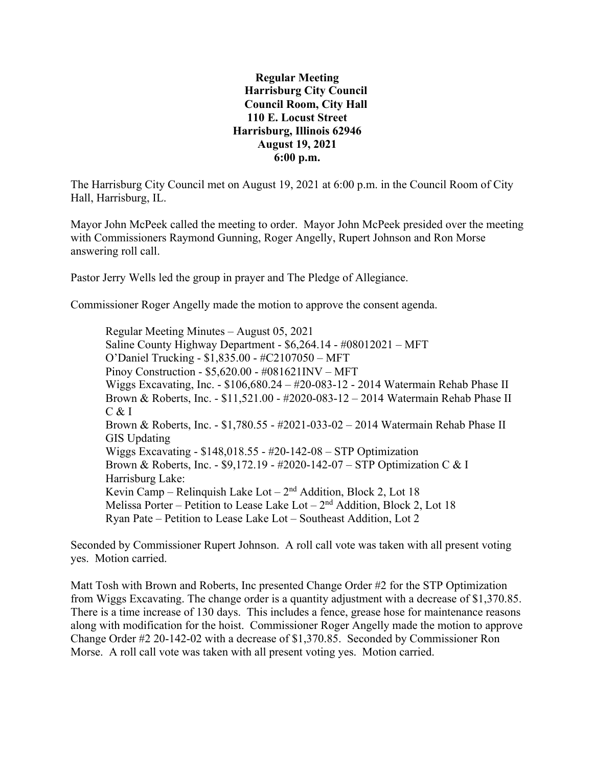**Regular Meeting**
**Harrisburg City Council**
**Council Room, City Hall**
**110 E. Locust Street**
**Harrisburg, Illinois 62946**
**August 19, 2021**
**6:00 p.m.**

The Harrisburg City Council met on August 19, 2021 at 6:00 p.m. in the Council Room of City Hall, Harrisburg, IL.

Mayor John McPeek called the meeting to order. Mayor John McPeek presided over the meeting with Commissioners Raymond Gunning, Roger Angelly, Rupert Johnson and Ron Morse answering roll call.

Pastor Jerry Wells led the group in prayer and The Pledge of Allegiance.

Commissioner Roger Angelly made the motion to approve the consent agenda.

> Regular Meeting Minutes – August 05, 2021
> Saline County Highway Department - $6,264.14 - #08012021 – MFT
> O'Daniel Trucking - $1,835.00 - #C2107050 – MFT
> Pinoy Construction - $5,620.00 - #081621INV – MFT
> Wiggs Excavating, Inc. - $106,680.24 – #20-083-12 - 2014 Watermain Rehab Phase II
> Brown & Roberts, Inc. - $11,521.00 - #2020-083-12 – 2014 Watermain Rehab Phase II C & I
> Brown & Roberts, Inc. - $1,780.55 - #2021-033-02 – 2014 Watermain Rehab Phase II GIS Updating
> Wiggs Excavating - $148,018.55 - #20-142-08 – STP Optimization
> Brown & Roberts, Inc. - $9,172.19 - #2020-142-07 – STP Optimization C & I
> Harrisburg Lake:
> Kevin Camp – Relinquish Lake Lot – 2nd Addition, Block 2, Lot 18
> Melissa Porter – Petition to Lease Lake Lot – 2nd Addition, Block 2, Lot 18
> Ryan Pate – Petition to Lease Lake Lot – Southeast Addition, Lot 2

Seconded by Commissioner Rupert Johnson. A roll call vote was taken with all present voting yes. Motion carried.

Matt Tosh with Brown and Roberts, Inc presented Change Order #2 for the STP Optimization from Wiggs Excavating. The change order is a quantity adjustment with a decrease of $1,370.85. There is a time increase of 130 days. This includes a fence, grease hose for maintenance reasons along with modification for the hoist. Commissioner Roger Angelly made the motion to approve Change Order #2 20-142-02 with a decrease of $1,370.85. Seconded by Commissioner Ron Morse. A roll call vote was taken with all present voting yes. Motion carried.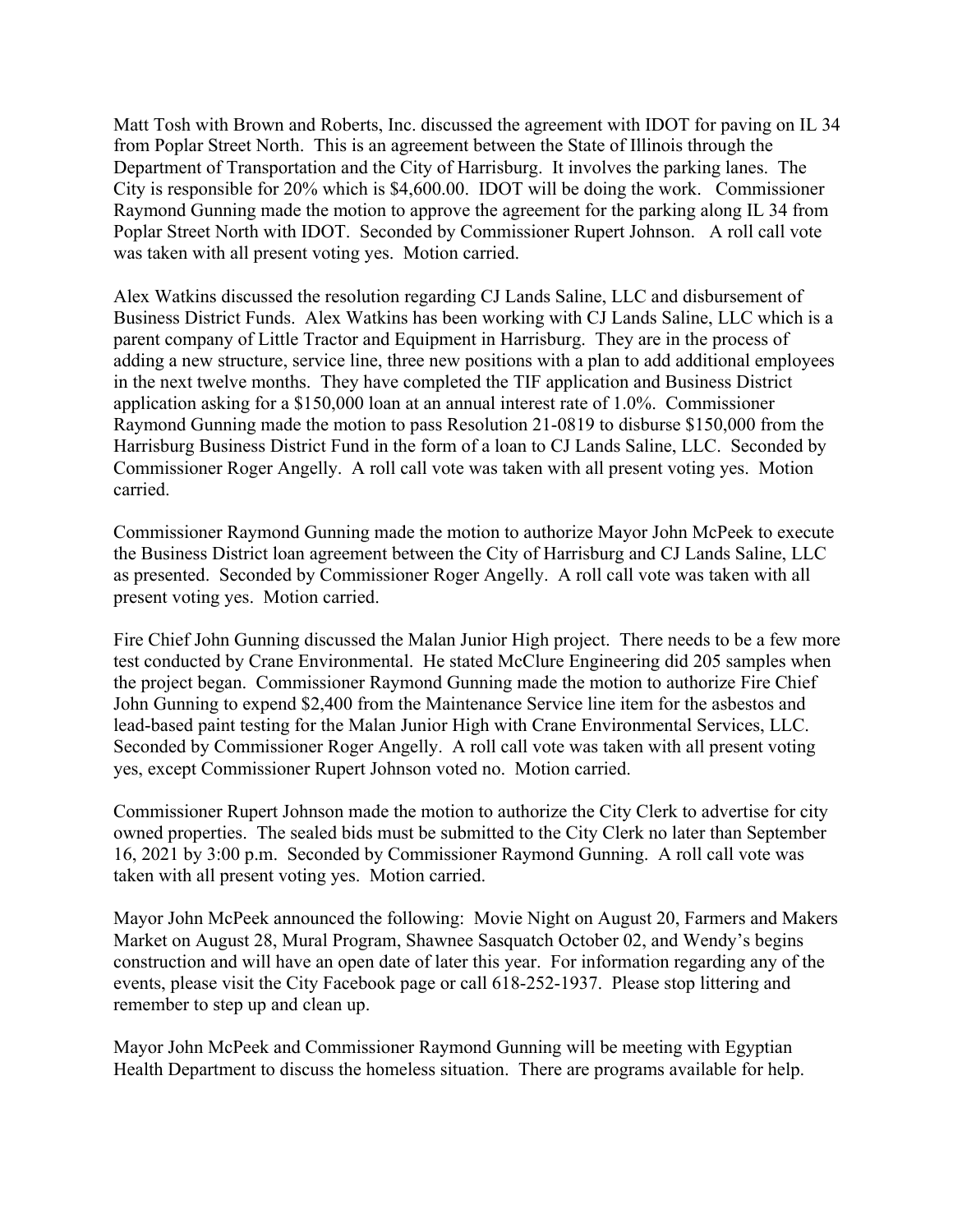Matt Tosh with Brown and Roberts, Inc. discussed the agreement with IDOT for paving on IL 34 from Poplar Street North. This is an agreement between the State of Illinois through the Department of Transportation and the City of Harrisburg. It involves the parking lanes. The City is responsible for 20% which is $4,600.00. IDOT will be doing the work. Commissioner Raymond Gunning made the motion to approve the agreement for the parking along IL 34 from Poplar Street North with IDOT. Seconded by Commissioner Rupert Johnson. A roll call vote was taken with all present voting yes. Motion carried.

Alex Watkins discussed the resolution regarding CJ Lands Saline, LLC and disbursement of Business District Funds. Alex Watkins has been working with CJ Lands Saline, LLC which is a parent company of Little Tractor and Equipment in Harrisburg. They are in the process of adding a new structure, service line, three new positions with a plan to add additional employees in the next twelve months. They have completed the TIF application and Business District application asking for a $150,000 loan at an annual interest rate of 1.0%. Commissioner Raymond Gunning made the motion to pass Resolution 21-0819 to disburse $150,000 from the Harrisburg Business District Fund in the form of a loan to CJ Lands Saline, LLC. Seconded by Commissioner Roger Angelly. A roll call vote was taken with all present voting yes. Motion carried.

Commissioner Raymond Gunning made the motion to authorize Mayor John McPeek to execute the Business District loan agreement between the City of Harrisburg and CJ Lands Saline, LLC as presented. Seconded by Commissioner Roger Angelly. A roll call vote was taken with all present voting yes. Motion carried.

Fire Chief John Gunning discussed the Malan Junior High project. There needs to be a few more test conducted by Crane Environmental. He stated McClure Engineering did 205 samples when the project began. Commissioner Raymond Gunning made the motion to authorize Fire Chief John Gunning to expend $2,400 from the Maintenance Service line item for the asbestos and lead-based paint testing for the Malan Junior High with Crane Environmental Services, LLC. Seconded by Commissioner Roger Angelly. A roll call vote was taken with all present voting yes, except Commissioner Rupert Johnson voted no. Motion carried.

Commissioner Rupert Johnson made the motion to authorize the City Clerk to advertise for city owned properties. The sealed bids must be submitted to the City Clerk no later than September 16, 2021 by 3:00 p.m. Seconded by Commissioner Raymond Gunning. A roll call vote was taken with all present voting yes. Motion carried.

Mayor John McPeek announced the following: Movie Night on August 20, Farmers and Makers Market on August 28, Mural Program, Shawnee Sasquatch October 02, and Wendy's begins construction and will have an open date of later this year. For information regarding any of the events, please visit the City Facebook page or call 618-252-1937. Please stop littering and remember to step up and clean up.

Mayor John McPeek and Commissioner Raymond Gunning will be meeting with Egyptian Health Department to discuss the homeless situation. There are programs available for help.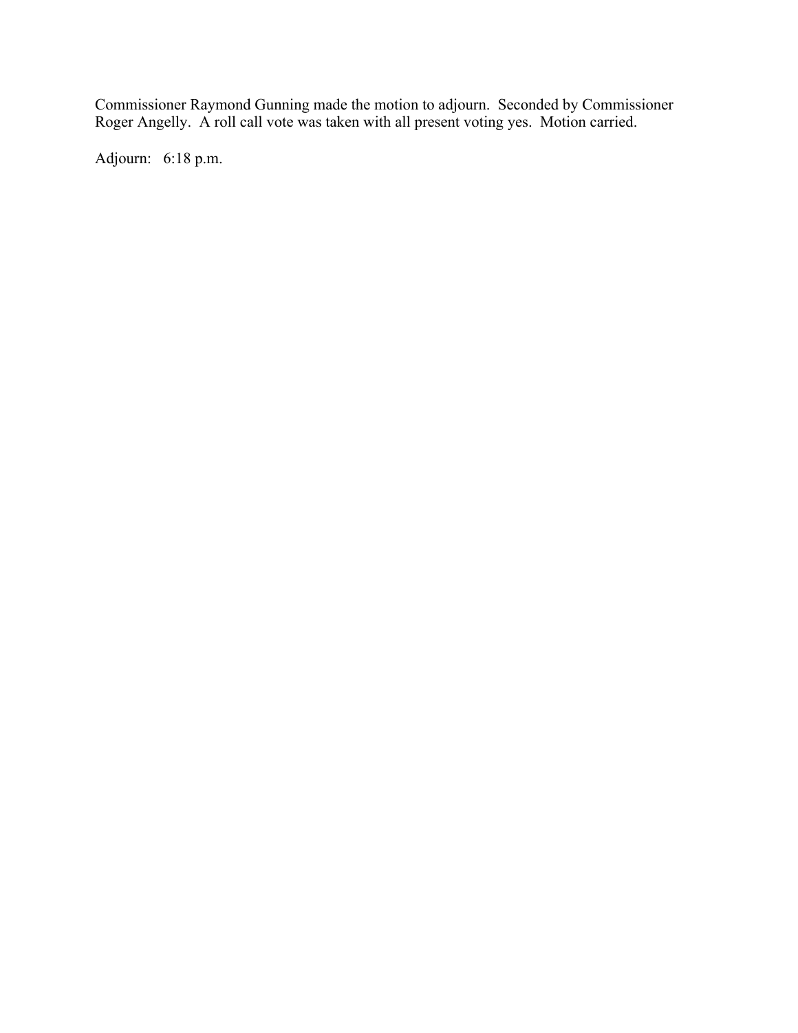Commissioner Raymond Gunning made the motion to adjourn. Seconded by Commissioner Roger Angelly. A roll call vote was taken with all present voting yes. Motion carried.

Adjourn: 6:18 p.m.